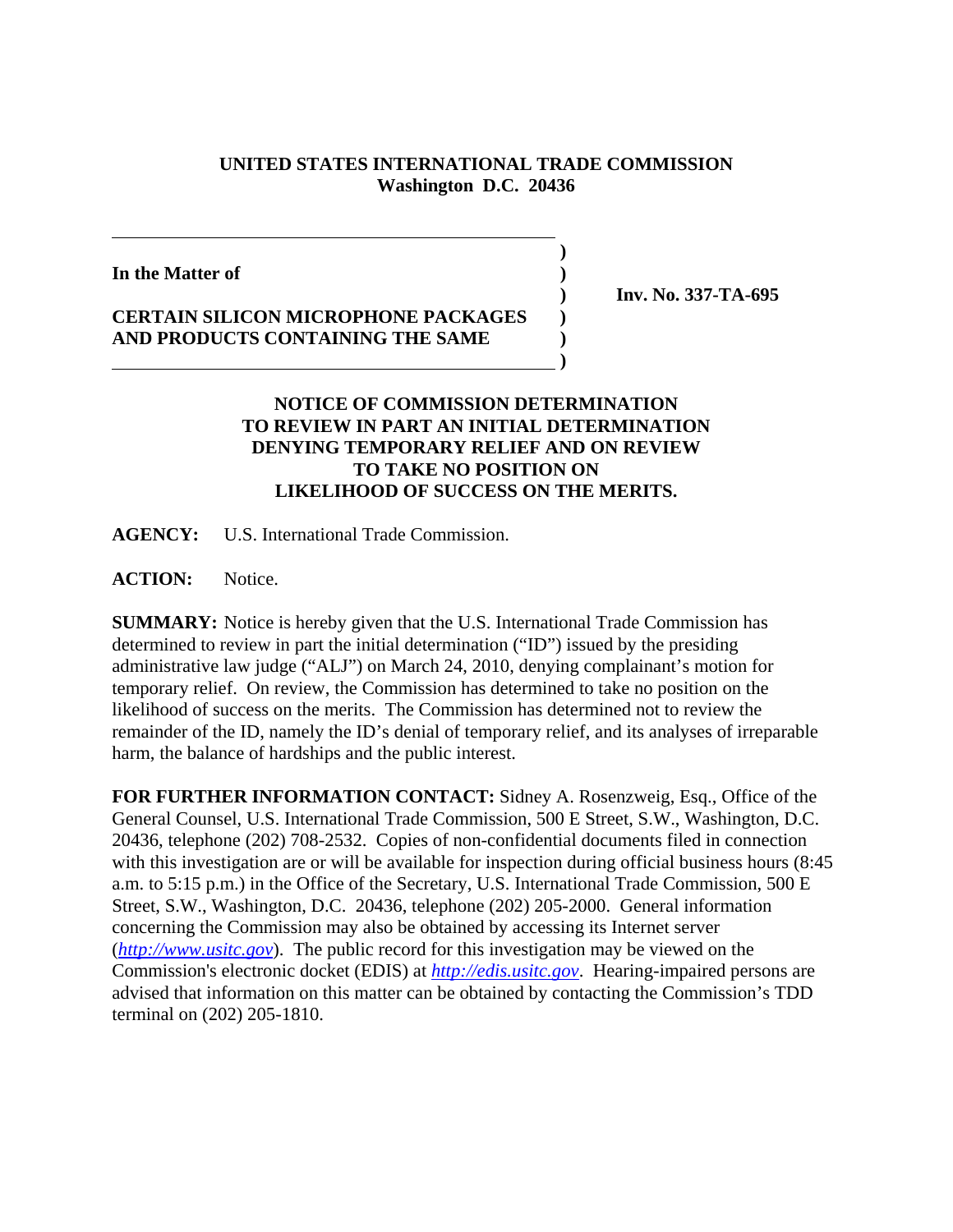**UNITED STATES INTERNATIONAL TRADE COMMISSION**
**Washington D.C. 20436**

| | | |
|---|---|---|
| **In the Matter of** | ) | |
| | ) | **Inv. No. 337-TA-695** |
| **CERTAIN SILICON MICROPHONE PACKAGES AND PRODUCTS CONTAINING THE SAME** | ) | |

## NOTICE OF COMMISSION DETERMINATION TO REVIEW IN PART AN INITIAL DETERMINATION DENYING TEMPORARY RELIEF AND ON REVIEW TO TAKE NO POSITION ON LIKELIHOOD OF SUCCESS ON THE MERITS.

**AGENCY:** U.S. International Trade Commission.

**ACTION:** Notice.

**SUMMARY:** Notice is hereby given that the U.S. International Trade Commission has determined to review in part the initial determination ("ID") issued by the presiding administrative law judge ("ALJ") on March 24, 2010, denying complainant's motion for temporary relief. On review, the Commission has determined to take no position on the likelihood of success on the merits. The Commission has determined not to review the remainder of the ID, namely the ID's denial of temporary relief, and its analyses of irreparable harm, the balance of hardships and the public interest.

**FOR FURTHER INFORMATION CONTACT:** Sidney A. Rosenzweig, Esq., Office of the General Counsel, U.S. International Trade Commission, 500 E Street, S.W., Washington, D.C. 20436, telephone (202) 708-2532. Copies of non-confidential documents filed in connection with this investigation are or will be available for inspection during official business hours (8:45 a.m. to 5:15 p.m.) in the Office of the Secretary, U.S. International Trade Commission, 500 E Street, S.W., Washington, D.C. 20436, telephone (202) 205-2000. General information concerning the Commission may also be obtained by accessing its Internet server (*http://www.usitc.gov*). The public record for this investigation may be viewed on the Commission's electronic docket (EDIS) at *http://edis.usitc.gov*. Hearing-impaired persons are advised that information on this matter can be obtained by contacting the Commission's TDD terminal on (202) 205-1810.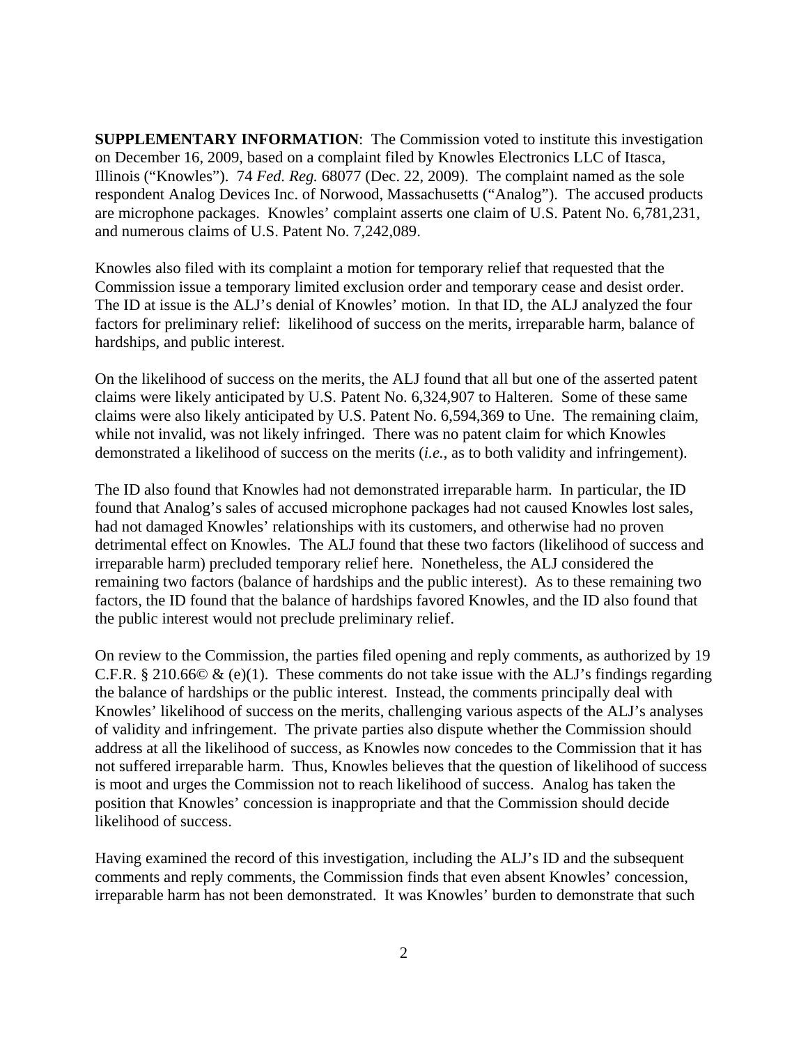**SUPPLEMENTARY INFORMATION**: The Commission voted to institute this investigation on December 16, 2009, based on a complaint filed by Knowles Electronics LLC of Itasca, Illinois ("Knowles"). 74 *Fed. Reg.* 68077 (Dec. 22, 2009). The complaint named as the sole respondent Analog Devices Inc. of Norwood, Massachusetts ("Analog"). The accused products are microphone packages. Knowles' complaint asserts one claim of U.S. Patent No. 6,781,231, and numerous claims of U.S. Patent No. 7,242,089.

Knowles also filed with its complaint a motion for temporary relief that requested that the Commission issue a temporary limited exclusion order and temporary cease and desist order. The ID at issue is the ALJ's denial of Knowles' motion. In that ID, the ALJ analyzed the four factors for preliminary relief: likelihood of success on the merits, irreparable harm, balance of hardships, and public interest.

On the likelihood of success on the merits, the ALJ found that all but one of the asserted patent claims were likely anticipated by U.S. Patent No. 6,324,907 to Halteren. Some of these same claims were also likely anticipated by U.S. Patent No. 6,594,369 to Une. The remaining claim, while not invalid, was not likely infringed. There was no patent claim for which Knowles demonstrated a likelihood of success on the merits (*i.e.*, as to both validity and infringement).

The ID also found that Knowles had not demonstrated irreparable harm. In particular, the ID found that Analog's sales of accused microphone packages had not caused Knowles lost sales, had not damaged Knowles' relationships with its customers, and otherwise had no proven detrimental effect on Knowles. The ALJ found that these two factors (likelihood of success and irreparable harm) precluded temporary relief here. Nonetheless, the ALJ considered the remaining two factors (balance of hardships and the public interest). As to these remaining two factors, the ID found that the balance of hardships favored Knowles, and the ID also found that the public interest would not preclude preliminary relief.

On review to the Commission, the parties filed opening and reply comments, as authorized by 19 C.F.R. § 210.66© & (e)(1). These comments do not take issue with the ALJ's findings regarding the balance of hardships or the public interest. Instead, the comments principally deal with Knowles' likelihood of success on the merits, challenging various aspects of the ALJ's analyses of validity and infringement. The private parties also dispute whether the Commission should address at all the likelihood of success, as Knowles now concedes to the Commission that it has not suffered irreparable harm. Thus, Knowles believes that the question of likelihood of success is moot and urges the Commission not to reach likelihood of success. Analog has taken the position that Knowles' concession is inappropriate and that the Commission should decide likelihood of success.

Having examined the record of this investigation, including the ALJ's ID and the subsequent comments and reply comments, the Commission finds that even absent Knowles' concession, irreparable harm has not been demonstrated. It was Knowles' burden to demonstrate that such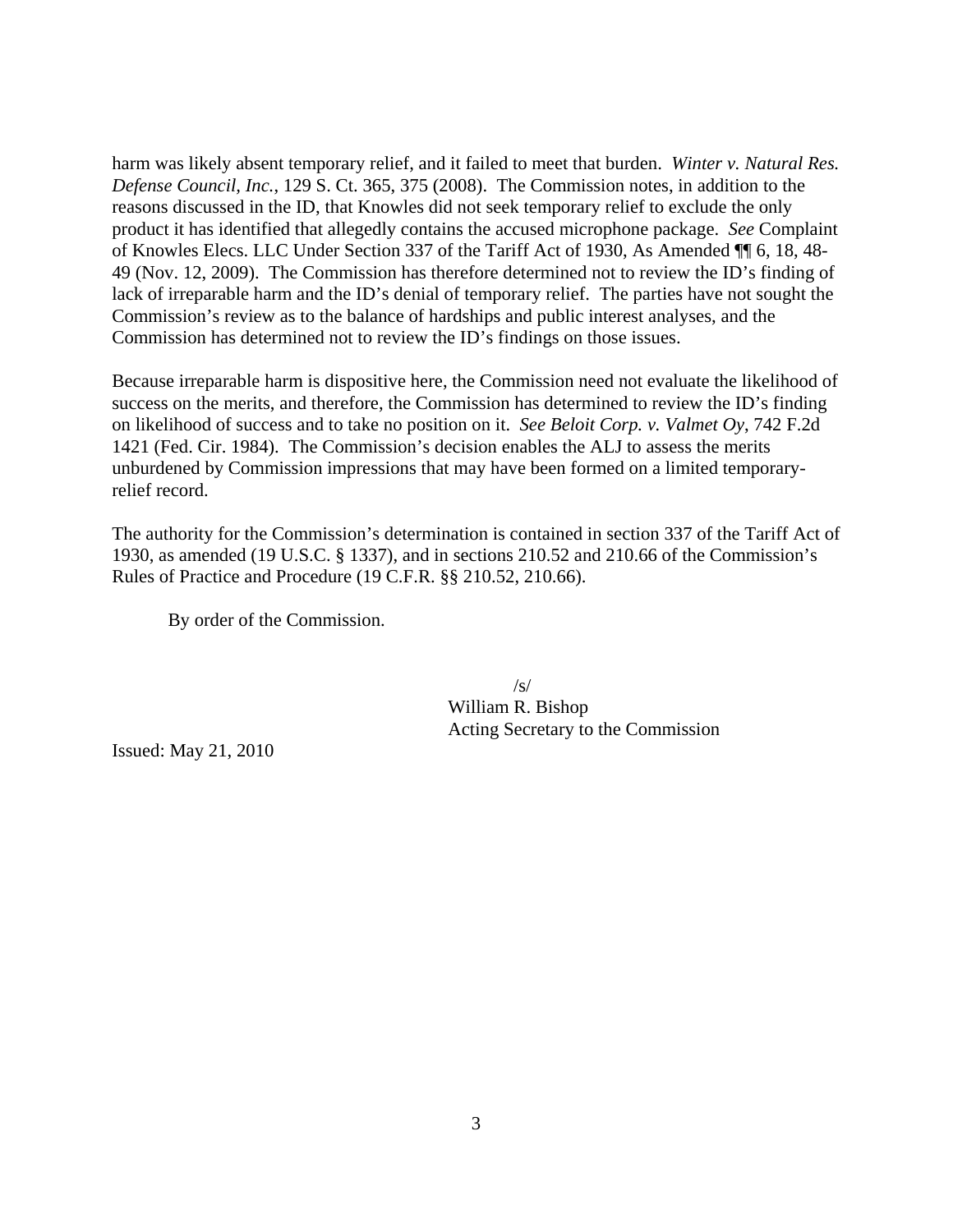harm was likely absent temporary relief, and it failed to meet that burden. *Winter v. Natural Res. Defense Council, Inc.*, 129 S. Ct. 365, 375 (2008). The Commission notes, in addition to the reasons discussed in the ID, that Knowles did not seek temporary relief to exclude the only product it has identified that allegedly contains the accused microphone package. *See* Complaint of Knowles Elecs. LLC Under Section 337 of the Tariff Act of 1930, As Amended ¶¶ 6, 18, 48-49 (Nov. 12, 2009). The Commission has therefore determined not to review the ID's finding of lack of irreparable harm and the ID's denial of temporary relief. The parties have not sought the Commission's review as to the balance of hardships and public interest analyses, and the Commission has determined not to review the ID's findings on those issues.

Because irreparable harm is dispositive here, the Commission need not evaluate the likelihood of success on the merits, and therefore, the Commission has determined to review the ID's finding on likelihood of success and to take no position on it. *See Beloit Corp. v. Valmet Oy*, 742 F.2d 1421 (Fed. Cir. 1984). The Commission's decision enables the ALJ to assess the merits unburdened by Commission impressions that may have been formed on a limited temporary-relief record.

The authority for the Commission's determination is contained in section 337 of the Tariff Act of 1930, as amended (19 U.S.C. § 1337), and in sections 210.52 and 210.66 of the Commission's Rules of Practice and Procedure (19 C.F.R. §§ 210.52, 210.66).

By order of the Commission.

/s/
William R. Bishop
Acting Secretary to the Commission

Issued: May 21, 2010